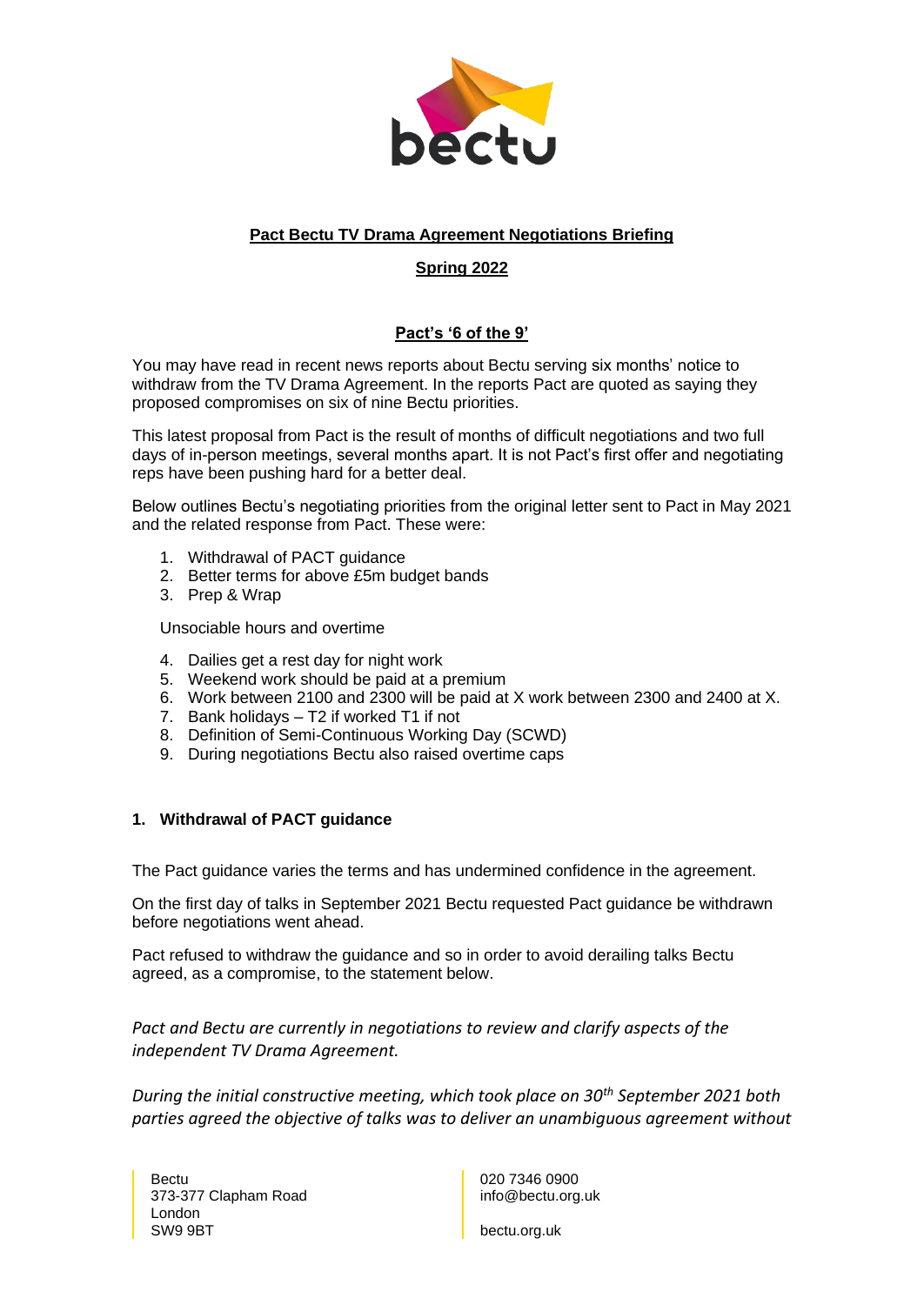**Pact Bectu TV Drama Agreement Negotiations Briefing**

**Spring 2022**

**Pact's '6 of the 9'**

You may have read in recent news reports about Bectu serving six months' notice to withdraw from the TV Drama Agreement. In the reports Pact are quoted as saying they proposed compromises on six of nine Bectu priorities.

This latest proposal from Pact is the result of months of difficult negotiations and two full days of in-person meetings, several months apart. It is not Pact's first offer and negotiating reps have been pushing hard for a better deal.

Below outlines Bectu's negotiating priorities from the original letter sent to Pact in May 2021 and the related response from Pact. These were:

1. Withdrawal of PACT guidance
2. Better terms for above £5m budget bands
3. Prep & Wrap

Unsociable hours and overtime

4. Dailies get a rest day for night work
5. Weekend work should be paid at a premium
6. Work between 2100 and 2300 will be paid at X work between 2300 and 2400 at X.
7. Bank holidays – T2 if worked T1 if not
8. Definition of Semi-Continuous Working Day (SCWD)
9. During negotiations Bectu also raised overtime caps

## 1. Withdrawal of PACT guidance

The Pact guidance varies the terms and has undermined confidence in the agreement.

On the first day of talks in September 2021 Bectu requested Pact guidance be withdrawn before negotiations went ahead.

Pact refused to withdraw the guidance and so in order to avoid derailing talks Bectu agreed, as a compromise, to the statement below.

*Pact and Bectu are currently in negotiations to review and clarify aspects of the independent TV Drama Agreement.*

*During the initial constructive meeting, which took place on 30th September 2021 both parties agreed the objective of talks was to deliver an unambiguous agreement without*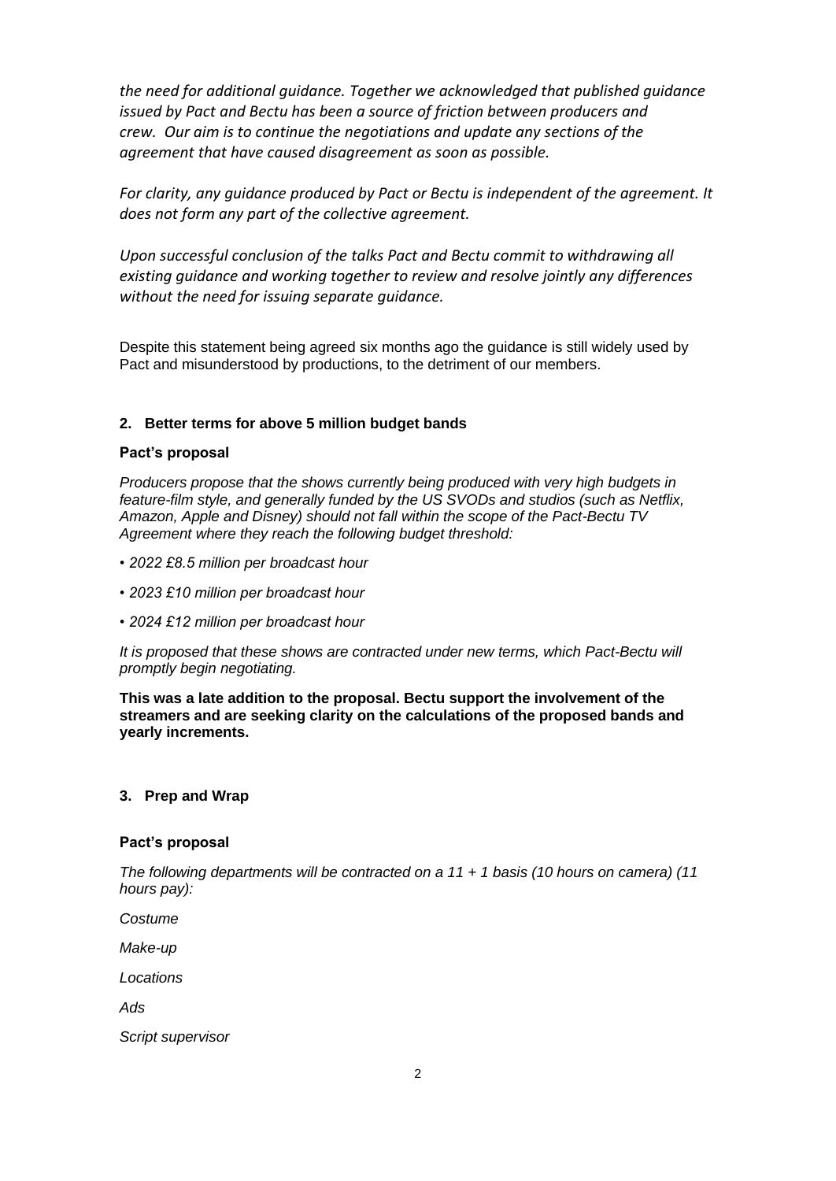*the need for additional guidance. Together we acknowledged that published guidance issued by Pact and Bectu has been a source of friction between producers and crew. Our aim is to continue the negotiations and update any sections of the agreement that have caused disagreement as soon as possible.*

*For clarity, any guidance produced by Pact or Bectu is independent of the agreement. It does not form any part of the collective agreement.*

*Upon successful conclusion of the talks Pact and Bectu commit to withdrawing all existing guidance and working together to review and resolve jointly any differences without the need for issuing separate guidance.*

Despite this statement being agreed six months ago the guidance is still widely used by Pact and misunderstood by productions, to the detriment of our members.

## 2. Better terms for above 5 million budget bands

### Pact's proposal

*Producers propose that the shows currently being produced with very high budgets in feature-film style, and generally funded by the US SVODs and studios (such as Netflix, Amazon, Apple and Disney) should not fall within the scope of the Pact-Bectu TV Agreement where they reach the following budget threshold:*

- *2022 £8.5 million per broadcast hour*
- *2023 £10 million per broadcast hour*
- *2024 £12 million per broadcast hour*

*It is proposed that these shows are contracted under new terms, which Pact-Bectu will promptly begin negotiating.*

**This was a late addition to the proposal. Bectu support the involvement of the streamers and are seeking clarity on the calculations of the proposed bands and yearly increments.**

## 3. Prep and Wrap

### Pact's proposal

*The following departments will be contracted on a 11 + 1 basis (10 hours on camera) (11 hours pay):*

*Costume*

*Make-up*

*Locations*

*Ads*

*Script supervisor*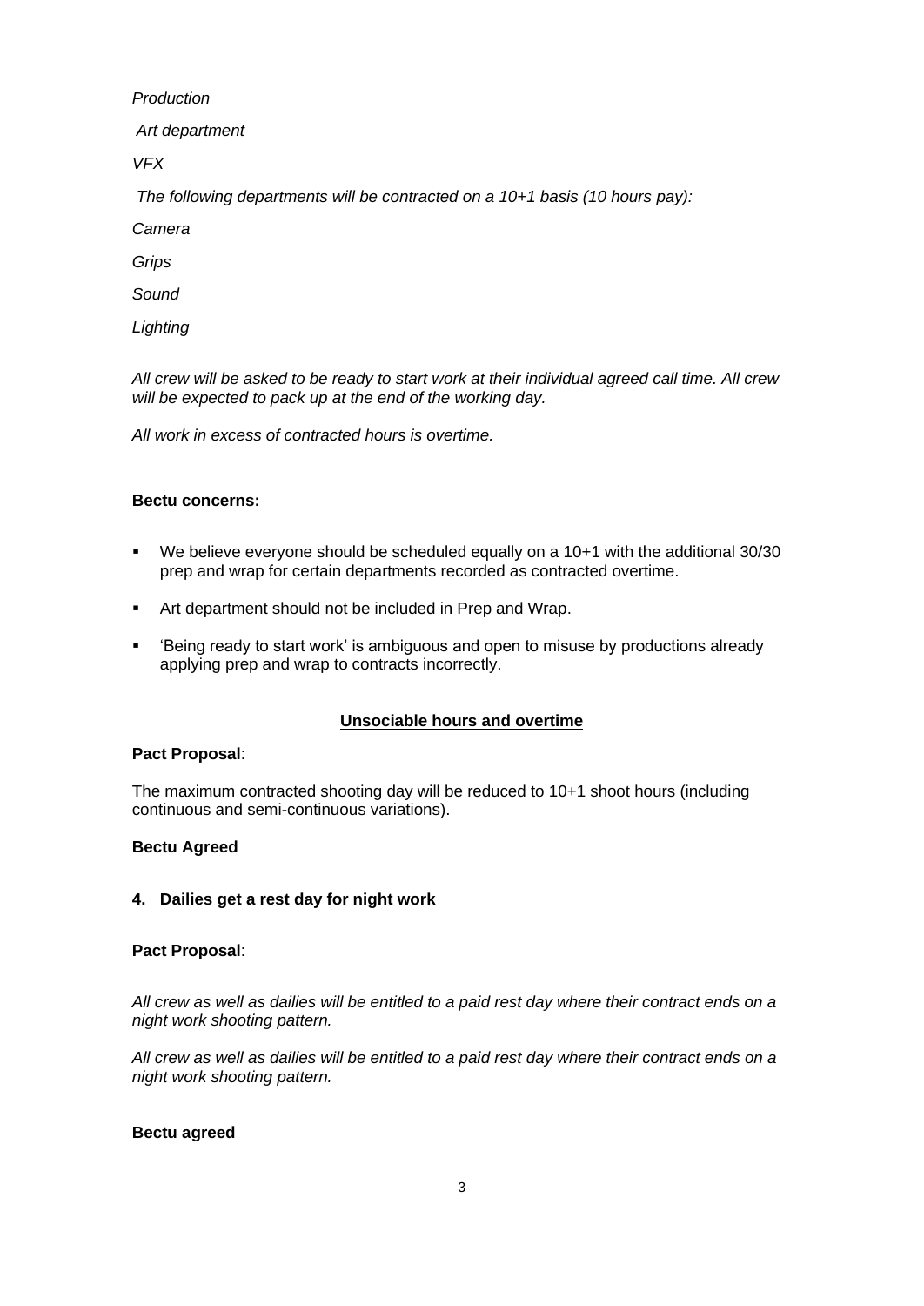*Production*

*Art department*

*VFX*

*The following departments will be contracted on a 10+1 basis (10 hours pay):*

*Camera*

*Grips*

*Sound*

*Lighting*

*All crew will be asked to be ready to start work at their individual agreed call time. All crew will be expected to pack up at the end of the working day.*

*All work in excess of contracted hours is overtime.*

**Bectu concerns:**

- We believe everyone should be scheduled equally on a 10+1 with the additional 30/30 prep and wrap for certain departments recorded as contracted overtime.
- Art department should not be included in Prep and Wrap.
- 'Being ready to start work' is ambiguous and open to misuse by productions already applying prep and wrap to contracts incorrectly.

## Unsociable hours and overtime

**Pact Proposal**:

The maximum contracted shooting day will be reduced to 10+1 shoot hours (including continuous and semi-continuous variations).

**Bectu Agreed**

### 4. Dailies get a rest day for night work

**Pact Proposal**:

*All crew as well as dailies will be entitled to a paid rest day where their contract ends on a night work shooting pattern.*

*All crew as well as dailies will be entitled to a paid rest day where their contract ends on a night work shooting pattern.*

**Bectu agreed**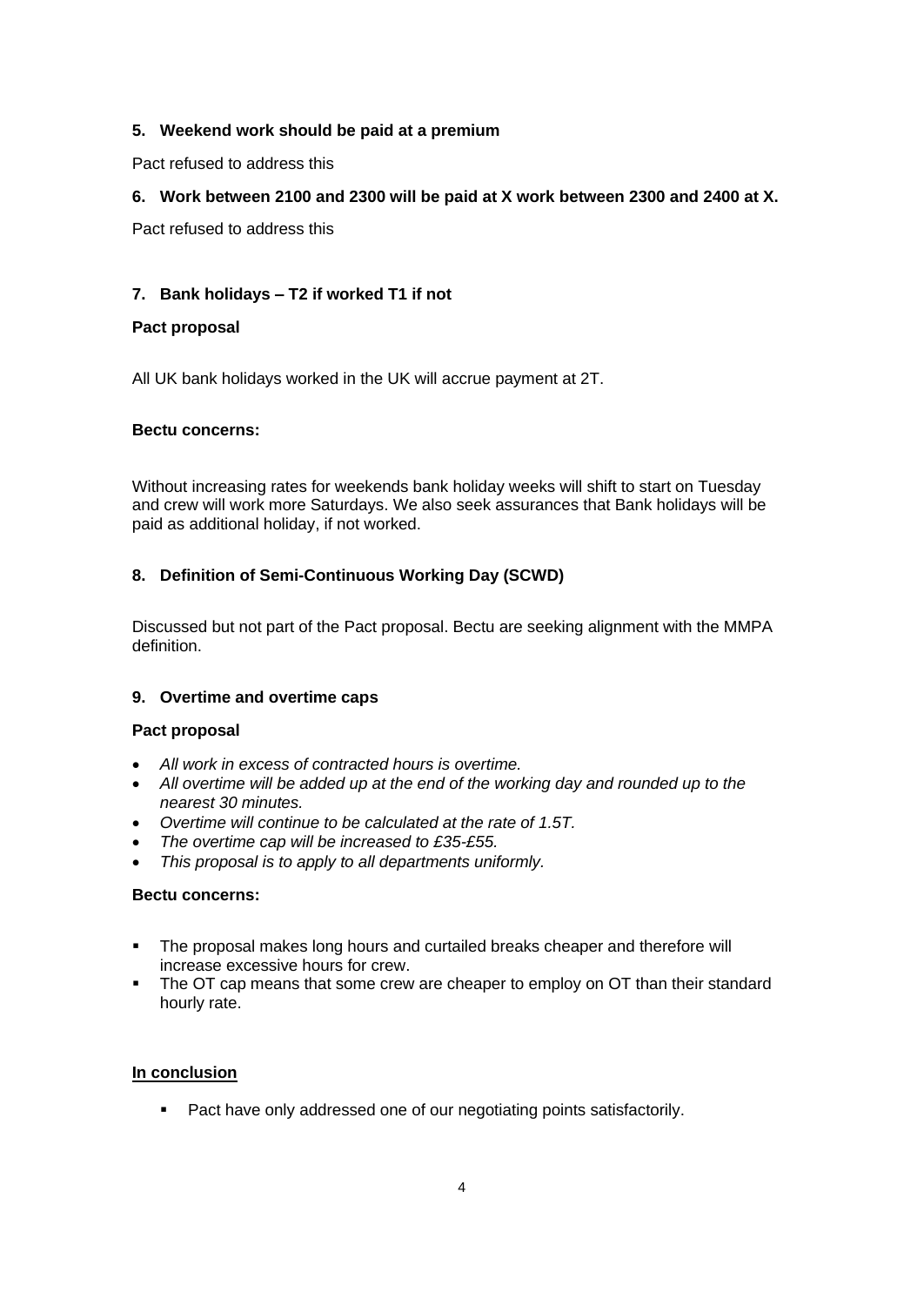### 5. Weekend work should be paid at a premium

Pact refused to address this

### 6. Work between 2100 and 2300 will be paid at X work between 2300 and 2400 at X.

Pact refused to address this

### 7. Bank holidays – T2 if worked T1 if not

**Pact proposal**

All UK bank holidays worked in the UK will accrue payment at 2T.

**Bectu concerns:**

Without increasing rates for weekends bank holiday weeks will shift to start on Tuesday and crew will work more Saturdays. We also seek assurances that Bank holidays will be paid as additional holiday, if not worked.

### 8. Definition of Semi-Continuous Working Day (SCWD)

Discussed but not part of the Pact proposal. Bectu are seeking alignment with the MMPA definition.

### 9. Overtime and overtime caps

**Pact proposal**

- *All work in excess of contracted hours is overtime.*
- *All overtime will be added up at the end of the working day and rounded up to the nearest 30 minutes.*
- *Overtime will continue to be calculated at the rate of 1.5T.*
- *The overtime cap will be increased to £35-£55.*
- *This proposal is to apply to all departments uniformly.*

**Bectu concerns:**

- The proposal makes long hours and curtailed breaks cheaper and therefore will increase excessive hours for crew.
- The OT cap means that some crew are cheaper to employ on OT than their standard hourly rate.

**<u>In conclusion</u>**

- Pact have only addressed one of our negotiating points satisfactorily.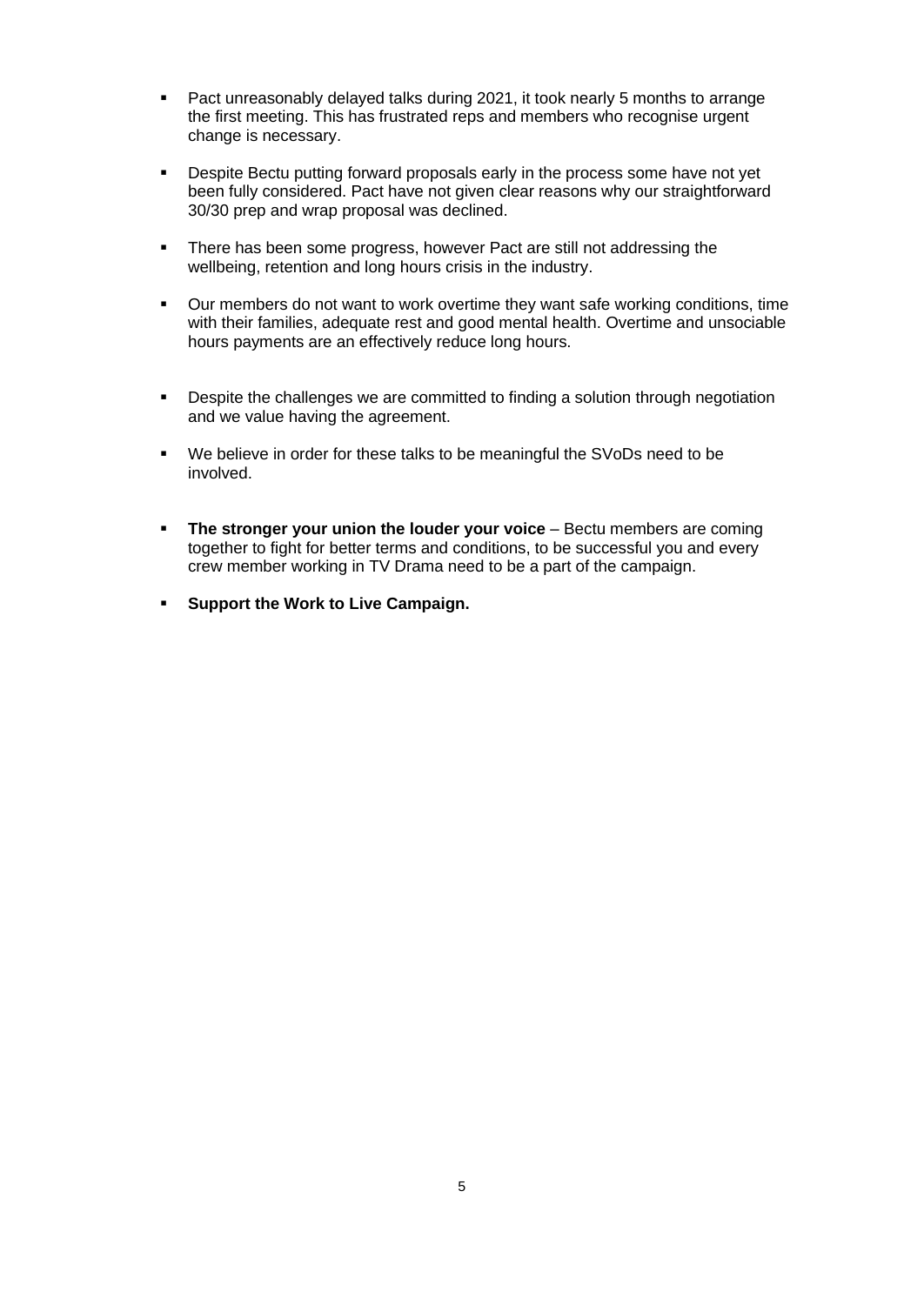- Pact unreasonably delayed talks during 2021, it took nearly 5 months to arrange the first meeting. This has frustrated reps and members who recognise urgent change is necessary.

- Despite Bectu putting forward proposals early in the process some have not yet been fully considered. Pact have not given clear reasons why our straightforward 30/30 prep and wrap proposal was declined.

- There has been some progress, however Pact are still not addressing the wellbeing, retention and long hours crisis in the industry.

- Our members do not want to work overtime they want safe working conditions, time with their families, adequate rest and good mental health. Overtime and unsociable hours payments are an effectively reduce long hours.

- Despite the challenges we are committed to finding a solution through negotiation and we value having the agreement.

- We believe in order for these talks to be meaningful the SVoDs need to be involved.

- **The stronger your union the louder your voice** – Bectu members are coming together to fight for better terms and conditions, to be successful you and every crew member working in TV Drama need to be a part of the campaign.

- **Support the Work to Live Campaign.**